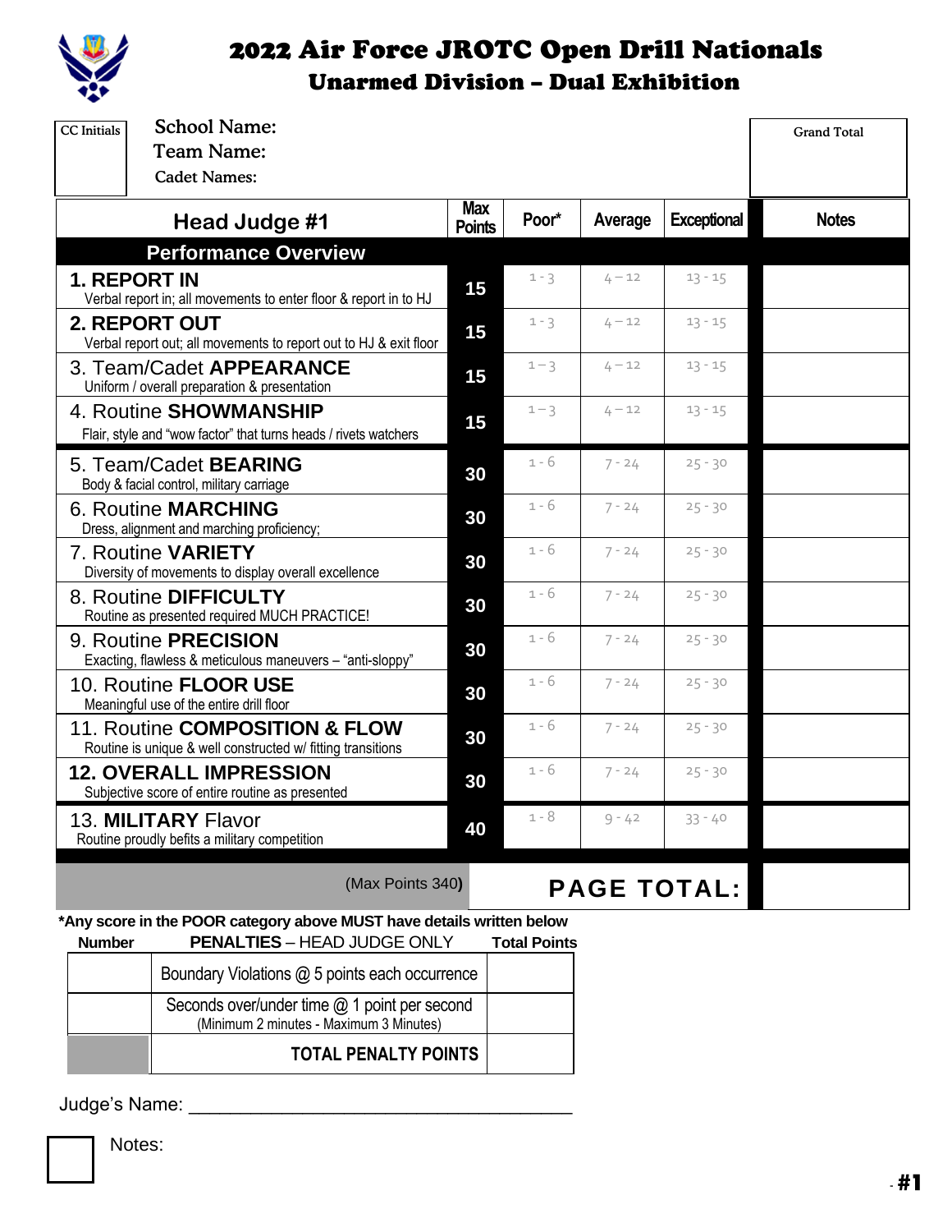# 2022 Air Force JROTC Open Drill Nationals

## Unarmed Division – Dual Exhibition

| CC Initials | School Name: | Grand Total |
|---|---|---|
| | Team Name: | |
| | Cadet Names: | |

| Head Judge #1 | Max Points | Poor* | Average | Exceptional | Notes |
|---|---|---|---|---|---|
| **Performance Overview** | | | | | |
| **1. REPORT IN** Verbal report in; all movements to enter floor & report in to HJ | 15 | 1 - 3 | 4 – 12 | 13 - 15 | |
| **2. REPORT OUT** Verbal report out; all movements to report out to HJ & exit floor | 15 | 1 - 3 | 4 – 12 | 13 - 15 | |
| 3. Team/Cadet **APPEARANCE** Uniform / overall preparation & presentation | 15 | 1 – 3 | 4 – 12 | 13 - 15 | |
| 4. Routine **SHOWMANSHIP** Flair, style and "wow factor" that turns heads / rivets watchers | 15 | 1 – 3 | 4 – 12 | 13 - 15 | |
| 5. Team/Cadet **BEARING** Body & facial control, military carriage | 30 | 1 - 6 | 7 - 24 | 25 - 30 | |
| 6. Routine **MARCHING** Dress, alignment and marching proficiency; | 30 | 1 - 6 | 7 - 24 | 25 - 30 | |
| 7. Routine **VARIETY** Diversity of movements to display overall excellence | 30 | 1 - 6 | 7 - 24 | 25 - 30 | |
| 8. Routine **DIFFICULTY** Routine as presented required MUCH PRACTICE! | 30 | 1 - 6 | 7 - 24 | 25 - 30 | |
| 9. Routine **PRECISION** Exacting, flawless & meticulous maneuvers – "anti-sloppy" | 30 | 1 - 6 | 7 - 24 | 25 - 30 | |
| 10. Routine **FLOOR USE** Meaningful use of the entire drill floor | 30 | 1 - 6 | 7 - 24 | 25 - 30 | |
| 11. Routine **COMPOSITION & FLOW** Routine is unique & well constructed w/ fitting transitions | 30 | 1 - 6 | 7 - 24 | 25 - 30 | |
| **12. OVERALL IMPRESSION** Subjective score of entire routine as presented | 30 | 1 - 6 | 7 - 24 | 25 - 30 | |
| 13. **MILITARY** Flavor Routine proudly befits a military competition | 40 | 1 - 8 | 9 - 42 | 33 - 40 | |
| (Max Points 340) | | **PAGE TOTAL:** | | | |

***Any score in the POOR category above MUST have details written below**

| Number | **PENALTIES** – HEAD JUDGE ONLY | Total Points |
|---|---|---|
| | Boundary Violations @ 5 points each occurrence | |
| | Seconds over/under time @ 1 point per second (Minimum 2 minutes - Maximum 3 Minutes) | |
| | **TOTAL PENALTY POINTS** | |

Judge's Name: ______________________________________

Notes:

#1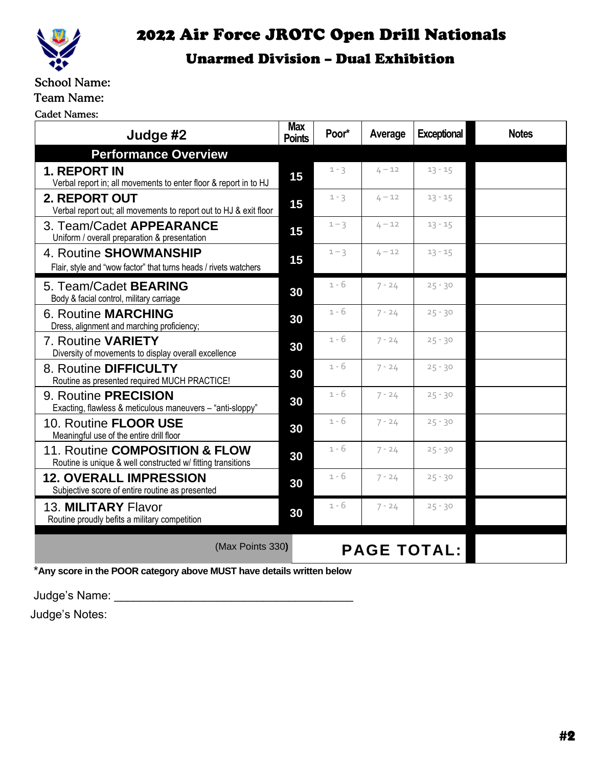# 2022 Air Force JROTC Open Drill Nationals

## Unarmed Division – Dual Exhibition

School Name:

Team Name:

Cadet Names:

| Judge #2 | Max Points | Poor* | Average | Exceptional | Notes |
|---|---|---|---|---|---|
| **Performance Overview** | | | | | |
| **1. REPORT IN** Verbal report in; all movements to enter floor & report in to HJ | 15 | 1 - 3 | 4 – 12 | 13 - 15 | |
| **2. REPORT OUT** Verbal report out; all movements to report out to HJ & exit floor | 15 | 1 - 3 | 4 – 12 | 13 - 15 | |
| 3. Team/Cadet **APPEARANCE** Uniform / overall preparation & presentation | 15 | 1 – 3 | 4 – 12 | 13 - 15 | |
| 4. Routine **SHOWMANSHIP** Flair, style and "wow factor" that turns heads / rivets watchers | 15 | 1 – 3 | 4 – 12 | 13 - 15 | |
| 5. Team/Cadet **BEARING** Body & facial control, military carriage | 30 | 1 - 6 | 7 - 24 | 25 - 30 | |
| 6. Routine **MARCHING** Dress, alignment and marching proficiency; | 30 | 1 - 6 | 7 - 24 | 25 - 30 | |
| 7. Routine **VARIETY** Diversity of movements to display overall excellence | 30 | 1 - 6 | 7 - 24 | 25 - 30 | |
| 8. Routine **DIFFICULTY** Routine as presented required MUCH PRACTICE! | 30 | 1 - 6 | 7 - 24 | 25 - 30 | |
| 9. Routine **PRECISION** Exacting, flawless & meticulous maneuvers – "anti-sloppy" | 30 | 1 - 6 | 7 - 24 | 25 - 30 | |
| 10. Routine **FLOOR USE** Meaningful use of the entire drill floor | 30 | 1 - 6 | 7 - 24 | 25 - 30 | |
| 11. Routine **COMPOSITION & FLOW** Routine is unique & well constructed w/ fitting transitions | 30 | 1 - 6 | 7 - 24 | 25 - 30 | |
| **12. OVERALL IMPRESSION** Subjective score of entire routine as presented | 30 | 1 - 6 | 7 - 24 | 25 - 30 | |
| 13. **MILITARY** Flavor Routine proudly befits a military competition | 30 | 1 - 6 | 7 - 24 | 25 - 30 | |
| (Max Points 330) | | **PAGE TOTAL:** | | | |

***Any score in the POOR category above MUST have details written below**

Judge's Name: ____________________________________

Judge's Notes:

#2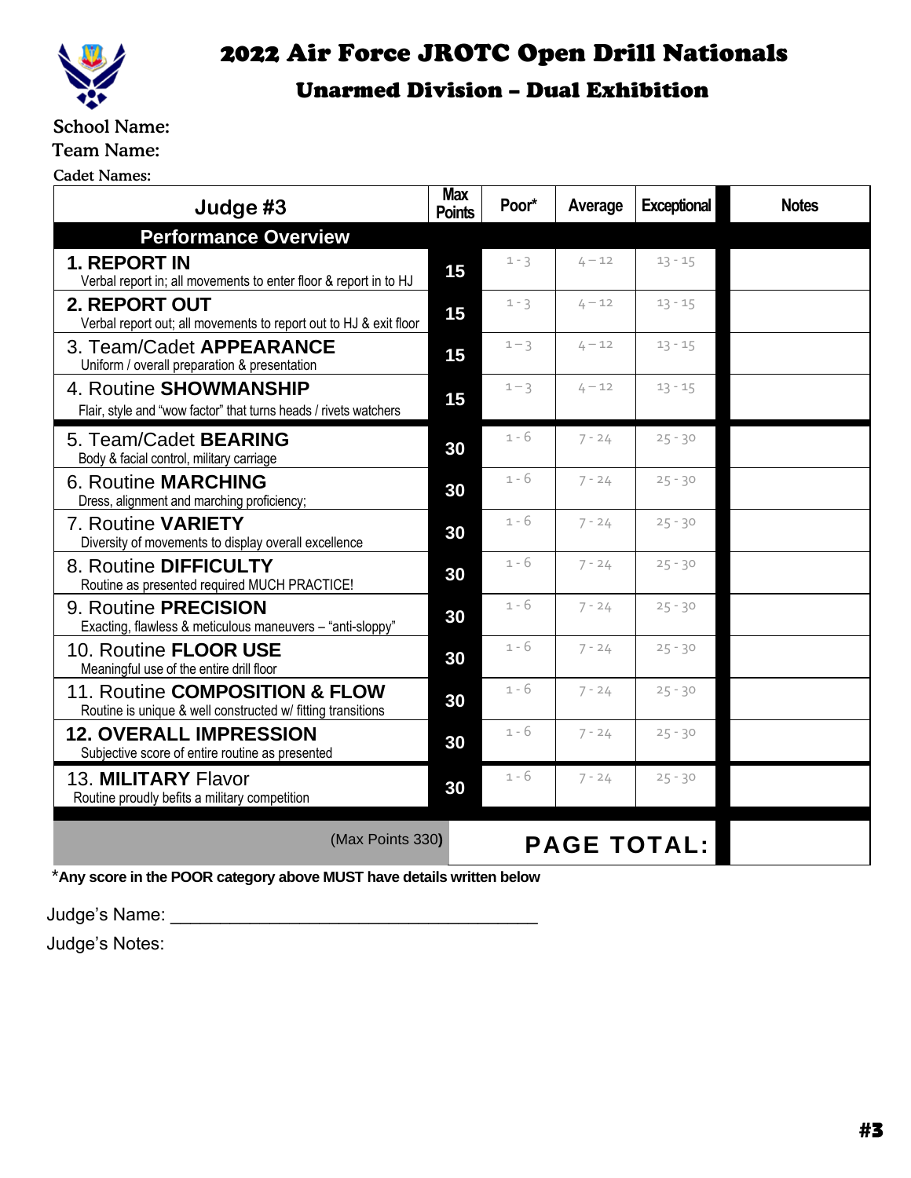# 2022 Air Force JROTC Open Drill Nationals

## Unarmed Division – Dual Exhibition

School Name:

Team Name:

Cadet Names:

| Judge #3 | Max Points | Poor* | Average | Exceptional | Notes |
|---|---|---|---|---|---|
| **Performance Overview** | | | | | |
| **1. REPORT IN** Verbal report in; all movements to enter floor & report in to HJ | 15 | 1 - 3 | 4 – 12 | 13 - 15 | |
| **2. REPORT OUT** Verbal report out; all movements to report out to HJ & exit floor | 15 | 1 - 3 | 4 – 12 | 13 - 15 | |
| 3. Team/Cadet **APPEARANCE** Uniform / overall preparation & presentation | 15 | 1 – 3 | 4 – 12 | 13 - 15 | |
| 4. Routine **SHOWMANSHIP** Flair, style and "wow factor" that turns heads / rivets watchers | 15 | 1 – 3 | 4 – 12 | 13 - 15 | |
| 5. Team/Cadet **BEARING** Body & facial control, military carriage | 30 | 1 - 6 | 7 - 24 | 25 - 30 | |
| 6. Routine **MARCHING** Dress, alignment and marching proficiency; | 30 | 1 - 6 | 7 - 24 | 25 - 30 | |
| 7. Routine **VARIETY** Diversity of movements to display overall excellence | 30 | 1 - 6 | 7 - 24 | 25 - 30 | |
| 8. Routine **DIFFICULTY** Routine as presented required MUCH PRACTICE! | 30 | 1 - 6 | 7 - 24 | 25 - 30 | |
| 9. Routine **PRECISION** Exacting, flawless & meticulous maneuvers – "anti-sloppy" | 30 | 1 - 6 | 7 - 24 | 25 - 30 | |
| 10. Routine **FLOOR USE** Meaningful use of the entire drill floor | 30 | 1 - 6 | 7 - 24 | 25 - 30 | |
| 11. Routine **COMPOSITION & FLOW** Routine is unique & well constructed w/ fitting transitions | 30 | 1 - 6 | 7 - 24 | 25 - 30 | |
| **12. OVERALL IMPRESSION** Subjective score of entire routine as presented | 30 | 1 - 6 | 7 - 24 | 25 - 30 | |
| 13. **MILITARY** Flavor Routine proudly befits a military competition | 30 | 1 - 6 | 7 - 24 | 25 - 30 | |
| (Max Points 330) | | **PAGE TOTAL:** | | | |

***Any score in the POOR category above MUST have details written below**

Judge's Name: ____________________________________

Judge's Notes: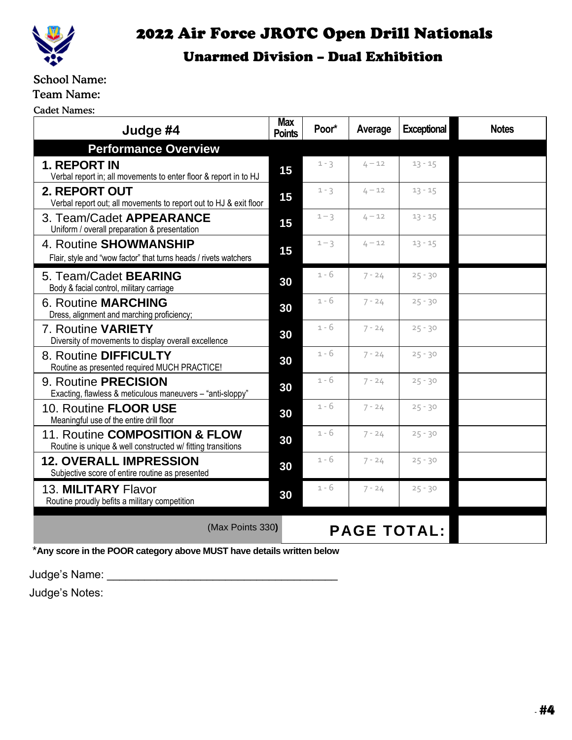# 2022 Air Force JROTC Open Drill Nationals

## Unarmed Division – Dual Exhibition

School Name:

Team Name:

Cadet Names:

| Judge #4 | Max Points | Poor* | Average | Exceptional | Notes |
|---|---|---|---|---|---|
| **Performance Overview** | | | | | |
| **1. REPORT IN** Verbal report in; all movements to enter floor & report in to HJ | 15 | 1 - 3 | 4 – 12 | 13 - 15 | |
| **2. REPORT OUT** Verbal report out; all movements to report out to HJ & exit floor | 15 | 1 - 3 | 4 – 12 | 13 - 15 | |
| 3. Team/Cadet **APPEARANCE** Uniform / overall preparation & presentation | 15 | 1 – 3 | 4 – 12 | 13 - 15 | |
| 4. Routine **SHOWMANSHIP** Flair, style and "wow factor" that turns heads / rivets watchers | 15 | 1 – 3 | 4 – 12 | 13 - 15 | |
| 5. Team/Cadet **BEARING** Body & facial control, military carriage | 30 | 1 - 6 | 7 - 24 | 25 - 30 | |
| 6. Routine **MARCHING** Dress, alignment and marching proficiency; | 30 | 1 - 6 | 7 - 24 | 25 - 30 | |
| 7. Routine **VARIETY** Diversity of movements to display overall excellence | 30 | 1 - 6 | 7 - 24 | 25 - 30 | |
| 8. Routine **DIFFICULTY** Routine as presented required MUCH PRACTICE! | 30 | 1 - 6 | 7 - 24 | 25 - 30 | |
| 9. Routine **PRECISION** Exacting, flawless & meticulous maneuvers – "anti-sloppy" | 30 | 1 - 6 | 7 - 24 | 25 - 30 | |
| 10. Routine **FLOOR USE** Meaningful use of the entire drill floor | 30 | 1 - 6 | 7 - 24 | 25 - 30 | |
| 11. Routine **COMPOSITION & FLOW** Routine is unique & well constructed w/ fitting transitions | 30 | 1 - 6 | 7 - 24 | 25 - 30 | |
| **12. OVERALL IMPRESSION** Subjective score of entire routine as presented | 30 | 1 - 6 | 7 - 24 | 25 - 30 | |
| 13. **MILITARY** Flavor Routine proudly befits a military competition | 30 | 1 - 6 | 7 - 24 | 25 - 30 | |
| (Max Points 330) | | **PAGE TOTAL:** | | | |

***Any score in the POOR category above MUST have details written below**

Judge's Name: ____________________________________

Judge's Notes: